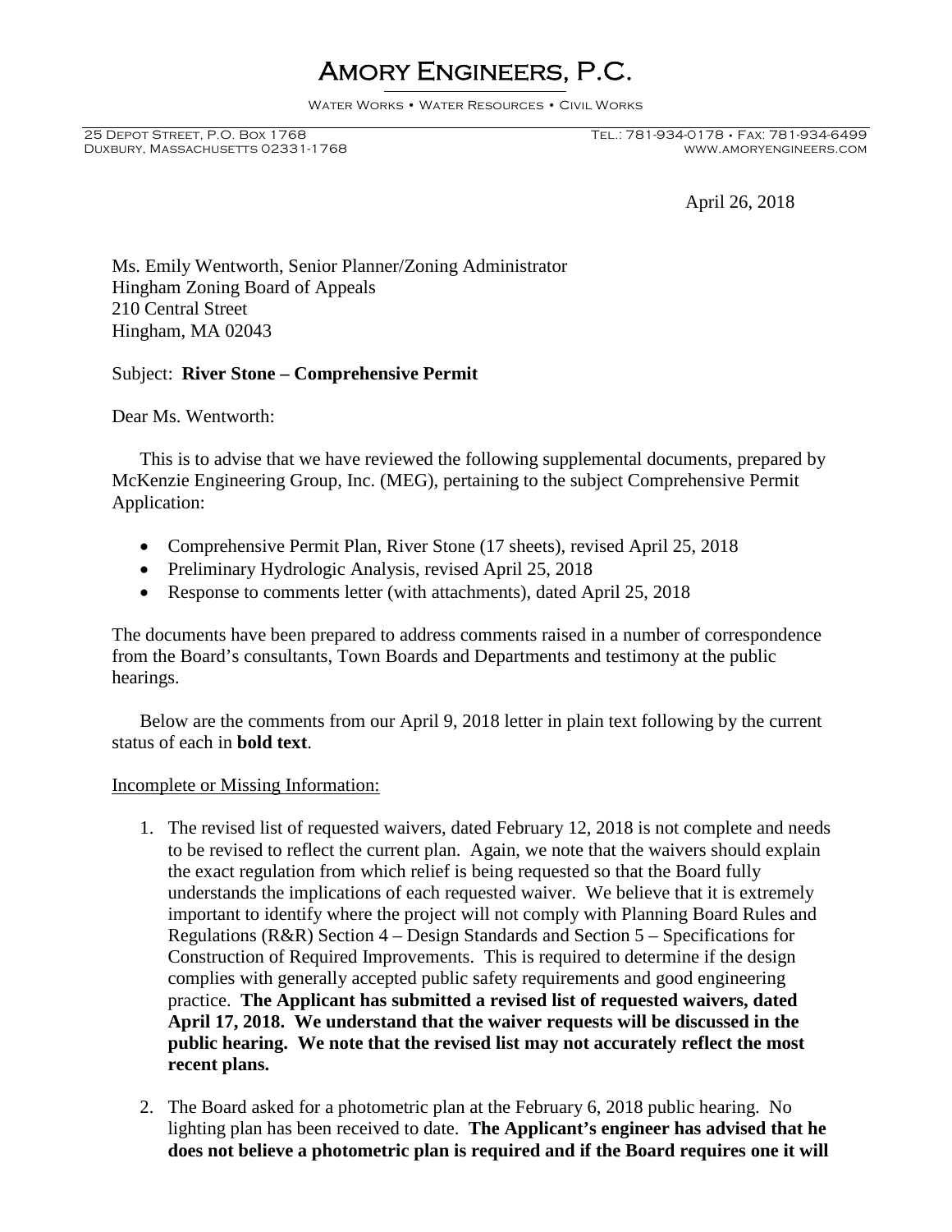# Amory Engineers, P.C.

Water Works • Water Resources • Civil Works

25 Depot Street, P.O. Box 1768
Duxbury, Massachusetts 02331-1768

Tel.: 781-934-0178 • Fax: 781-934-6499
www.amoryengineers.com

April 26, 2018

Ms. Emily Wentworth, Senior Planner/Zoning Administrator
Hingham Zoning Board of Appeals
210 Central Street
Hingham, MA 02043

Subject: **River Stone – Comprehensive Permit**

Dear Ms. Wentworth:

This is to advise that we have reviewed the following supplemental documents, prepared by McKenzie Engineering Group, Inc. (MEG), pertaining to the subject Comprehensive Permit Application:

- Comprehensive Permit Plan, River Stone (17 sheets), revised April 25, 2018
- Preliminary Hydrologic Analysis, revised April 25, 2018
- Response to comments letter (with attachments), dated April 25, 2018

The documents have been prepared to address comments raised in a number of correspondence from the Board's consultants, Town Boards and Departments and testimony at the public hearings.

Below are the comments from our April 9, 2018 letter in plain text following by the current status of each in **bold text**.

Incomplete or Missing Information:

1. The revised list of requested waivers, dated February 12, 2018 is not complete and needs to be revised to reflect the current plan. Again, we note that the waivers should explain the exact regulation from which relief is being requested so that the Board fully understands the implications of each requested waiver. We believe that it is extremely important to identify where the project will not comply with Planning Board Rules and Regulations (R&R) Section 4 – Design Standards and Section 5 – Specifications for Construction of Required Improvements. This is required to determine if the design complies with generally accepted public safety requirements and good engineering practice. **The Applicant has submitted a revised list of requested waivers, dated April 17, 2018. We understand that the waiver requests will be discussed in the public hearing. We note that the revised list may not accurately reflect the most recent plans.**

2. The Board asked for a photometric plan at the February 6, 2018 public hearing. No lighting plan has been received to date. **The Applicant's engineer has advised that he does not believe a photometric plan is required and if the Board requires one it will**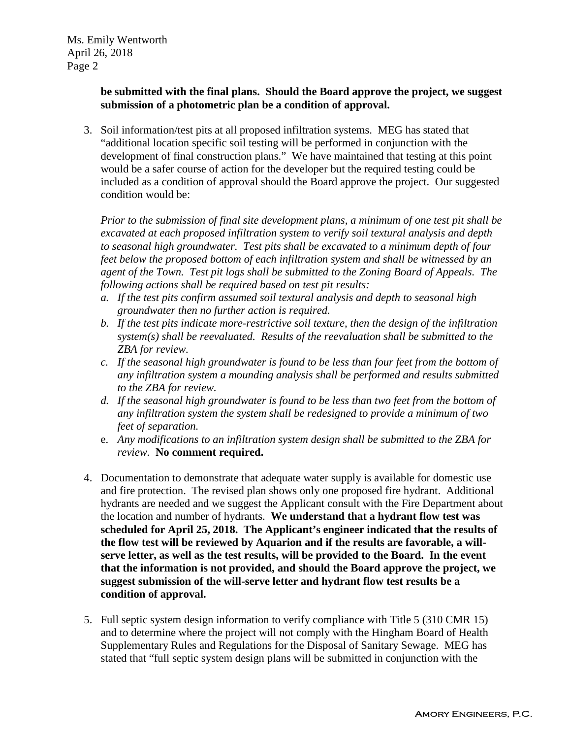**be submitted with the final plans. Should the Board approve the project, we suggest submission of a photometric plan be a condition of approval.**

3. Soil information/test pits at all proposed infiltration systems. MEG has stated that "additional location specific soil testing will be performed in conjunction with the development of final construction plans." We have maintained that testing at this point would be a safer course of action for the developer but the required testing could be included as a condition of approval should the Board approve the project. Our suggested condition would be:

   *Prior to the submission of final site development plans, a minimum of one test pit shall be excavated at each proposed infiltration system to verify soil textural analysis and depth to seasonal high groundwater. Test pits shall be excavated to a minimum depth of four feet below the proposed bottom of each infiltration system and shall be witnessed by an agent of the Town. Test pit logs shall be submitted to the Zoning Board of Appeals. The following actions shall be required based on test pit results:*

   a. *If the test pits confirm assumed soil textural analysis and depth to seasonal high groundwater then no further action is required.*
   b. *If the test pits indicate more-restrictive soil texture, then the design of the infiltration system(s) shall be reevaluated. Results of the reevaluation shall be submitted to the ZBA for review.*
   c. *If the seasonal high groundwater is found to be less than four feet from the bottom of any infiltration system a mounding analysis shall be performed and results submitted to the ZBA for review.*
   d. *If the seasonal high groundwater is found to be less than two feet from the bottom of any infiltration system the system shall be redesigned to provide a minimum of two feet of separation.*
   e. *Any modifications to an infiltration system design shall be submitted to the ZBA for review.* **No comment required.**

4. Documentation to demonstrate that adequate water supply is available for domestic use and fire protection. The revised plan shows only one proposed fire hydrant. Additional hydrants are needed and we suggest the Applicant consult with the Fire Department about the location and number of hydrants. **We understand that a hydrant flow test was scheduled for April 25, 2018. The Applicant's engineer indicated that the results of the flow test will be reviewed by Aquarion and if the results are favorable, a will-serve letter, as well as the test results, will be provided to the Board. In the event that the information is not provided, and should the Board approve the project, we suggest submission of the will-serve letter and hydrant flow test results be a condition of approval.**

5. Full septic system design information to verify compliance with Title 5 (310 CMR 15) and to determine where the project will not comply with the Hingham Board of Health Supplementary Rules and Regulations for the Disposal of Sanitary Sewage. MEG has stated that "full septic system design plans will be submitted in conjunction with the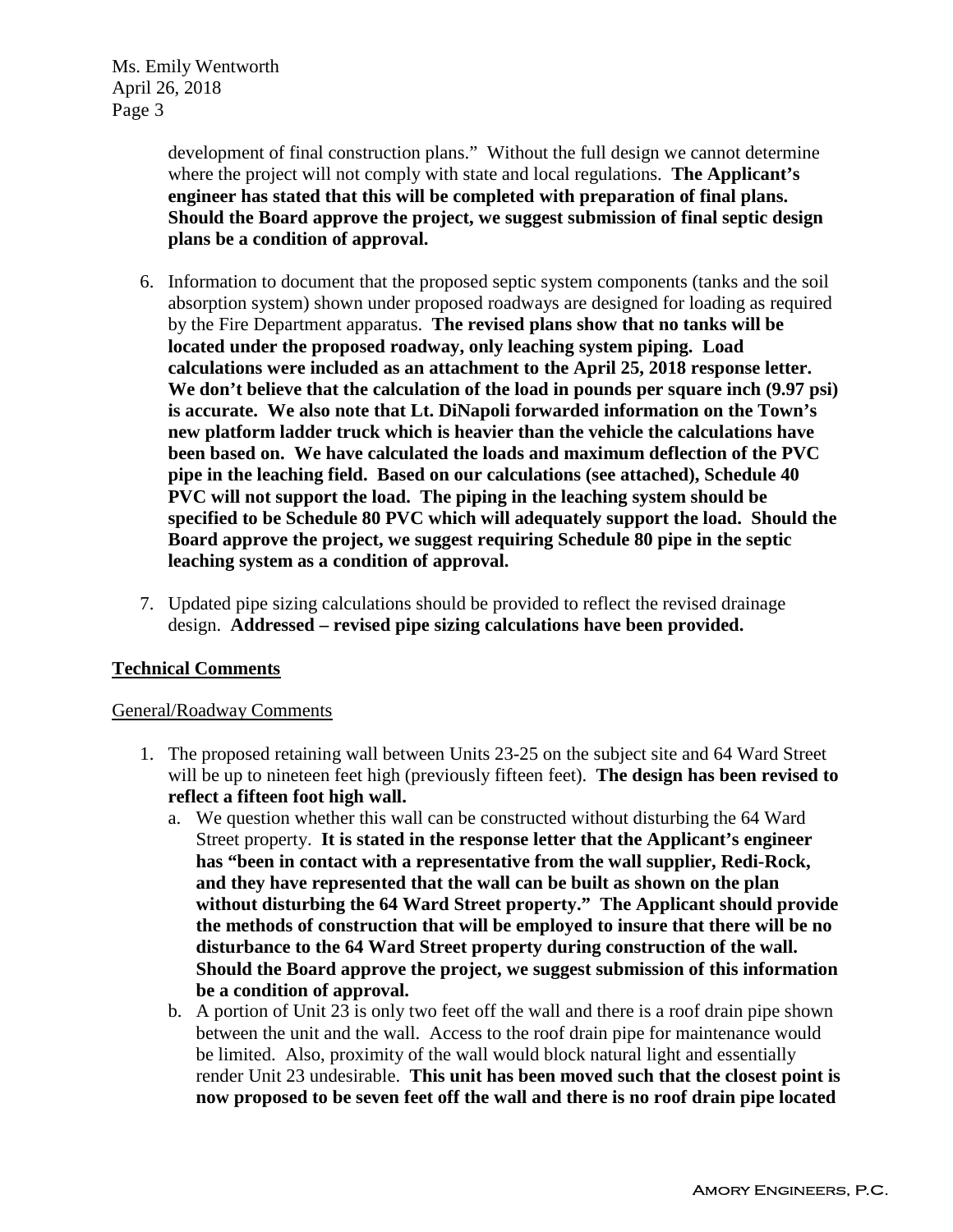development of final construction plans." Without the full design we cannot determine where the project will not comply with state and local regulations. **The Applicant's engineer has stated that this will be completed with preparation of final plans. Should the Board approve the project, we suggest submission of final septic design plans be a condition of approval.**

6. Information to document that the proposed septic system components (tanks and the soil absorption system) shown under proposed roadways are designed for loading as required by the Fire Department apparatus. **The revised plans show that no tanks will be located under the proposed roadway, only leaching system piping. Load calculations were included as an attachment to the April 25, 2018 response letter. We don't believe that the calculation of the load in pounds per square inch (9.97 psi) is accurate. We also note that Lt. DiNapoli forwarded information on the Town's new platform ladder truck which is heavier than the vehicle the calculations have been based on. We have calculated the loads and maximum deflection of the PVC pipe in the leaching field. Based on our calculations (see attached), Schedule 40 PVC will not support the load. The piping in the leaching system should be specified to be Schedule 80 PVC which will adequately support the load. Should the Board approve the project, we suggest requiring Schedule 80 pipe in the septic leaching system as a condition of approval.**

7. Updated pipe sizing calculations should be provided to reflect the revised drainage design. **Addressed – revised pipe sizing calculations have been provided.**

## Technical Comments

### General/Roadway Comments

1. The proposed retaining wall between Units 23-25 on the subject site and 64 Ward Street will be up to nineteen feet high (previously fifteen feet). **The design has been revised to reflect a fifteen foot high wall.**
   a. We question whether this wall can be constructed without disturbing the 64 Ward Street property. **It is stated in the response letter that the Applicant's engineer has "been in contact with a representative from the wall supplier, Redi-Rock, and they have represented that the wall can be built as shown on the plan without disturbing the 64 Ward Street property." The Applicant should provide the methods of construction that will be employed to insure that there will be no disturbance to the 64 Ward Street property during construction of the wall. Should the Board approve the project, we suggest submission of this information be a condition of approval.**
   b. A portion of Unit 23 is only two feet off the wall and there is a roof drain pipe shown between the unit and the wall. Access to the roof drain pipe for maintenance would be limited. Also, proximity of the wall would block natural light and essentially render Unit 23 undesirable. **This unit has been moved such that the closest point is now proposed to be seven feet off the wall and there is no roof drain pipe located**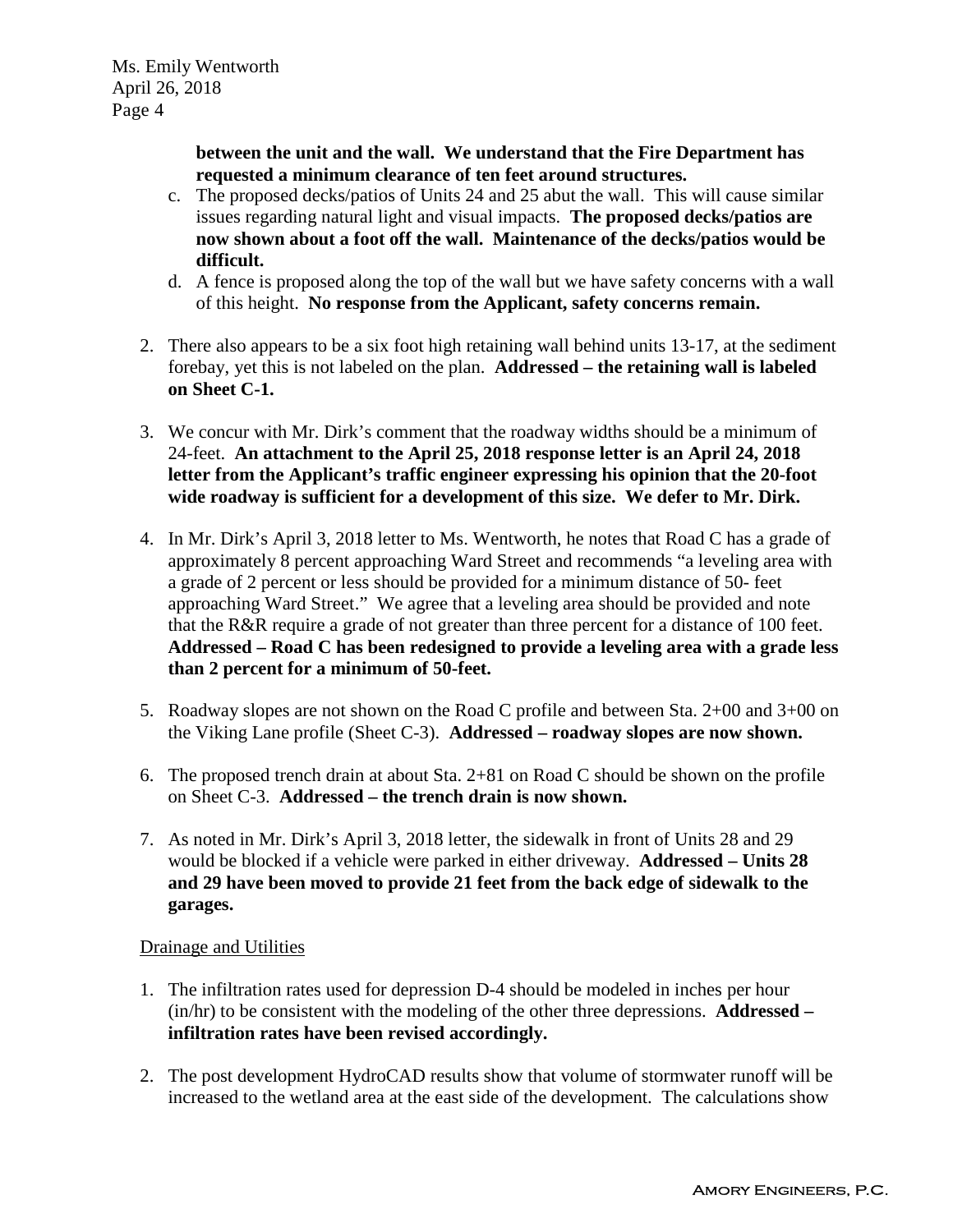**between the unit and the wall. We understand that the Fire Department has requested a minimum clearance of ten feet around structures.**

c. The proposed decks/patios of Units 24 and 25 abut the wall. This will cause similar issues regarding natural light and visual impacts. **The proposed decks/patios are now shown about a foot off the wall. Maintenance of the decks/patios would be difficult.**

d. A fence is proposed along the top of the wall but we have safety concerns with a wall of this height. **No response from the Applicant, safety concerns remain.**

2. There also appears to be a six foot high retaining wall behind units 13-17, at the sediment forebay, yet this is not labeled on the plan. **Addressed – the retaining wall is labeled on Sheet C-1.**

3. We concur with Mr. Dirk's comment that the roadway widths should be a minimum of 24-feet. **An attachment to the April 25, 2018 response letter is an April 24, 2018 letter from the Applicant's traffic engineer expressing his opinion that the 20-foot wide roadway is sufficient for a development of this size. We defer to Mr. Dirk.**

4. In Mr. Dirk's April 3, 2018 letter to Ms. Wentworth, he notes that Road C has a grade of approximately 8 percent approaching Ward Street and recommends "a leveling area with a grade of 2 percent or less should be provided for a minimum distance of 50- feet approaching Ward Street." We agree that a leveling area should be provided and note that the R&R require a grade of not greater than three percent for a distance of 100 feet. **Addressed – Road C has been redesigned to provide a leveling area with a grade less than 2 percent for a minimum of 50-feet.**

5. Roadway slopes are not shown on the Road C profile and between Sta. 2+00 and 3+00 on the Viking Lane profile (Sheet C-3). **Addressed – roadway slopes are now shown.**

6. The proposed trench drain at about Sta. 2+81 on Road C should be shown on the profile on Sheet C-3. **Addressed – the trench drain is now shown.**

7. As noted in Mr. Dirk's April 3, 2018 letter, the sidewalk in front of Units 28 and 29 would be blocked if a vehicle were parked in either driveway. **Addressed – Units 28 and 29 have been moved to provide 21 feet from the back edge of sidewalk to the garages.**

<u>Drainage and Utilities</u>

1. The infiltration rates used for depression D-4 should be modeled in inches per hour (in/hr) to be consistent with the modeling of the other three depressions. **Addressed – infiltration rates have been revised accordingly.**

2. The post development HydroCAD results show that volume of stormwater runoff will be increased to the wetland area at the east side of the development. The calculations show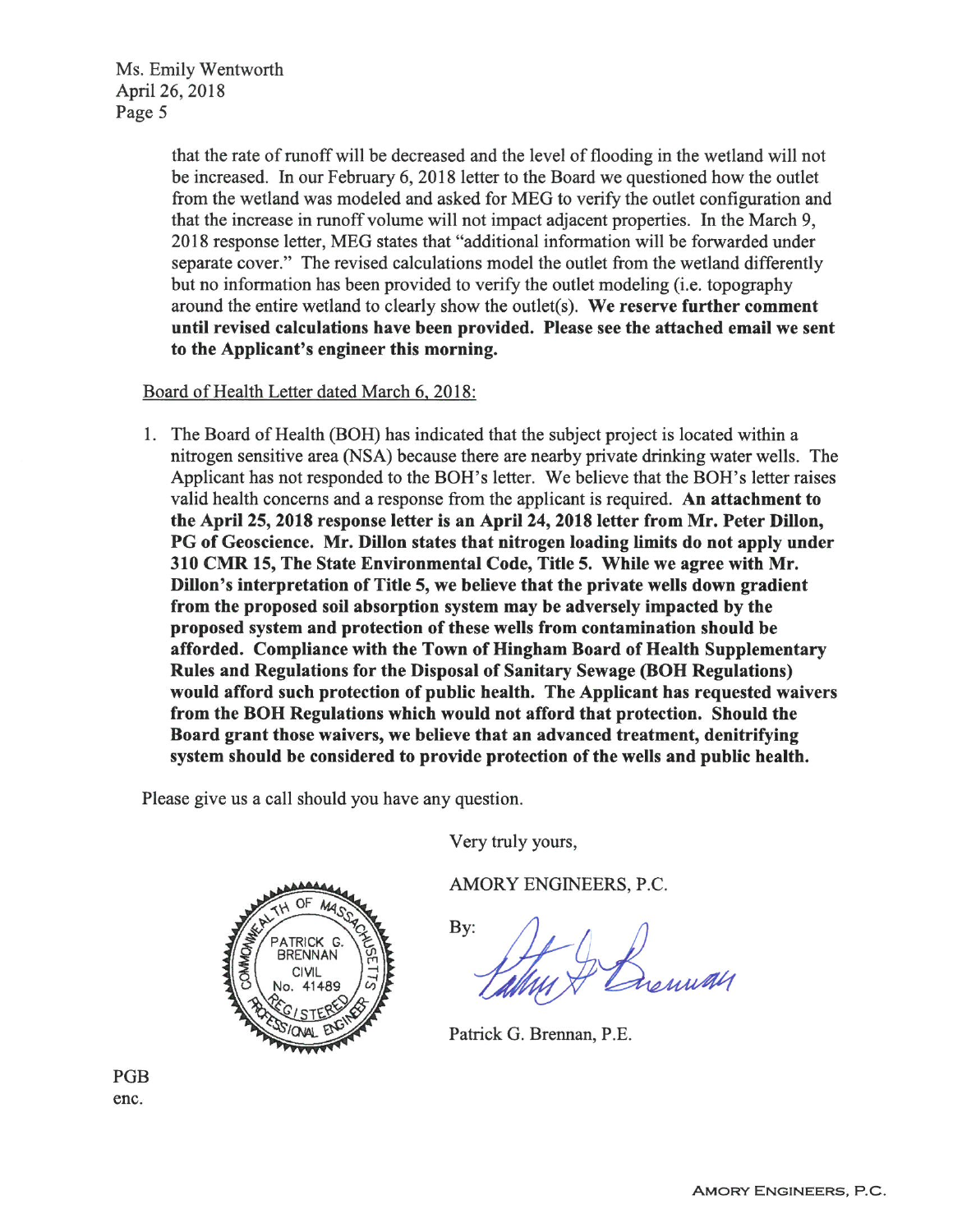that the rate of runoff will be decreased and the level of flooding in the wetland will not be increased. In our February 6, 2018 letter to the Board we questioned how the outlet from the wetland was modeled and asked for MEG to verify the outlet configuration and that the increase in runoff volume will not impact adjacent properties. In the March 9, 2018 response letter, MEG states that "additional information will be forwarded under separate cover." The revised calculations model the outlet from the wetland differently but no information has been provided to verify the outlet modeling (i.e. topography around the entire wetland to clearly show the outlet(s). **We reserve further comment until revised calculations have been provided. Please see the attached email we sent to the Applicant's engineer this morning.**

Board of Health Letter dated March 6, 2018:

1. The Board of Health (BOH) has indicated that the subject project is located within a nitrogen sensitive area (NSA) because there are nearby private drinking water wells. The Applicant has not responded to the BOH's letter. We believe that the BOH's letter raises valid health concerns and a response from the applicant is required. **An attachment to the April 25, 2018 response letter is an April 24, 2018 letter from Mr. Peter Dillon, PG of Geoscience. Mr. Dillon states that nitrogen loading limits do not apply under 310 CMR 15, The State Environmental Code, Title 5. While we agree with Mr. Dillon's interpretation of Title 5, we believe that the private wells down gradient from the proposed soil absorption system may be adversely impacted by the proposed system and protection of these wells from contamination should be afforded. Compliance with the Town of Hingham Board of Health Supplementary Rules and Regulations for the Disposal of Sanitary Sewage (BOH Regulations) would afford such protection of public health. The Applicant has requested waivers from the BOH Regulations which would not afford that protection. Should the Board grant those waivers, we believe that an advanced treatment, denitrifying system should be considered to provide protection of the wells and public health.**

Please give us a call should you have any question.

Very truly yours,

AMORY ENGINEERS, P.C.

By: [signature]

Patrick G. Brennan, P.E.

[Seal: COMMONWEALTH OF MASSACHUSETTS, PATRICK G. BRENNAN, CIVIL, No. 41489, REGISTERED PROFESSIONAL ENGINEER]

PGB
enc.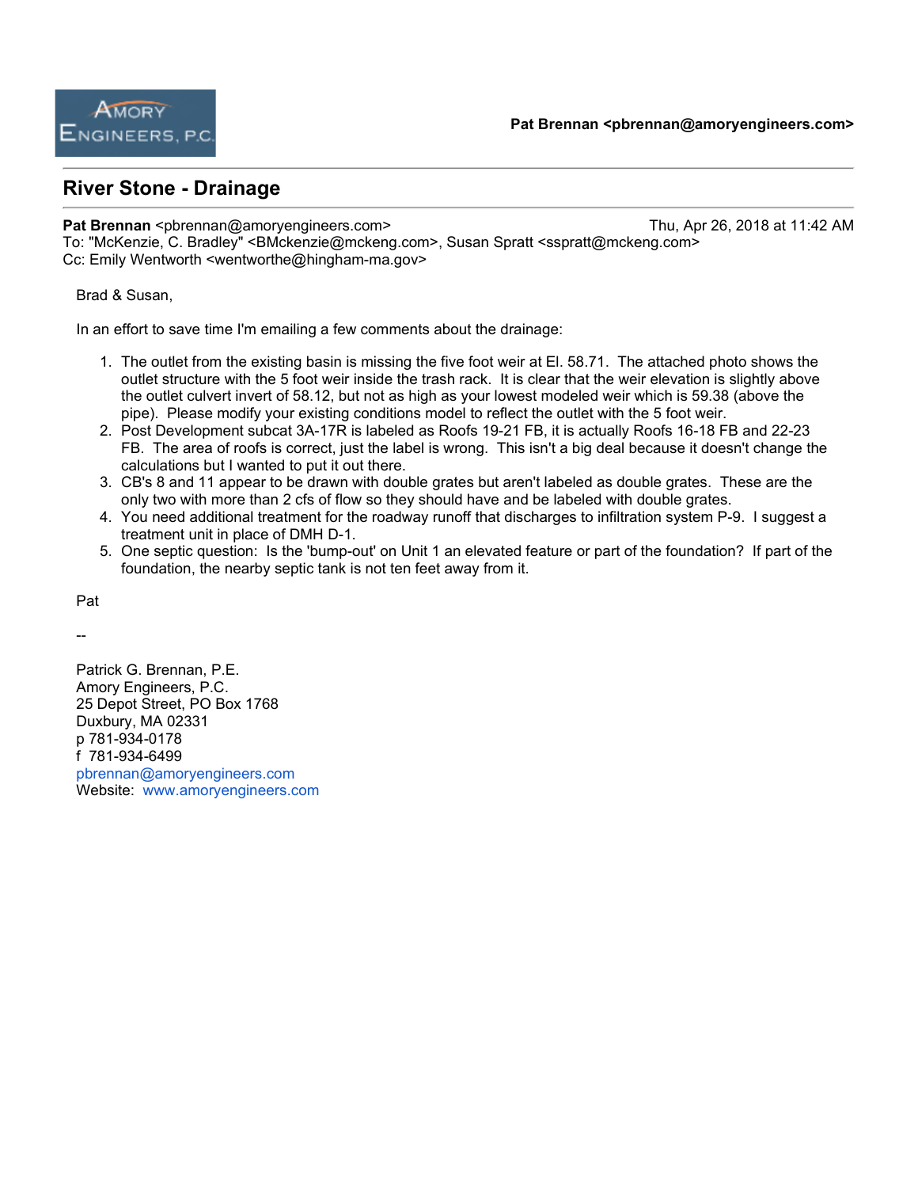Amory Engineers, P.C.

**Pat Brennan <pbrennan@amoryengineers.com>**

## River Stone - Drainage

**Pat Brennan** <pbrennan@amoryengineers.com> Thu, Apr 26, 2018 at 11:42 AM
To: "McKenzie, C. Bradley" <BMckenzie@mckeng.com>, Susan Spratt <sspratt@mckeng.com>
Cc: Emily Wentworth <wentworthe@hingham-ma.gov>

Brad & Susan,

In an effort to save time I'm emailing a few comments about the drainage:

1. The outlet from the existing basin is missing the five foot weir at El. 58.71. The attached photo shows the outlet structure with the 5 foot weir inside the trash rack. It is clear that the weir elevation is slightly above the outlet culvert invert of 58.12, but not as high as your lowest modeled weir which is 59.38 (above the pipe). Please modify your existing conditions model to reflect the outlet with the 5 foot weir.
2. Post Development subcat 3A-17R is labeled as Roofs 19-21 FB, it is actually Roofs 16-18 FB and 22-23 FB. The area of roofs is correct, just the label is wrong. This isn't a big deal because it doesn't change the calculations but I wanted to put it out there.
3. CB's 8 and 11 appear to be drawn with double grates but aren't labeled as double grates. These are the only two with more than 2 cfs of flow so they should have and be labeled with double grates.
4. You need additional treatment for the roadway runoff that discharges to infiltration system P-9. I suggest a treatment unit in place of DMH D-1.
5. One septic question: Is the 'bump-out' on Unit 1 an elevated feature or part of the foundation? If part of the foundation, the nearby septic tank is not ten feet away from it.

Pat

--

Patrick G. Brennan, P.E.
Amory Engineers, P.C.
25 Depot Street, PO Box 1768
Duxbury, MA 02331
p 781-934-0178
f 781-934-6499
pbrennan@amoryengineers.com
Website: www.amoryengineers.com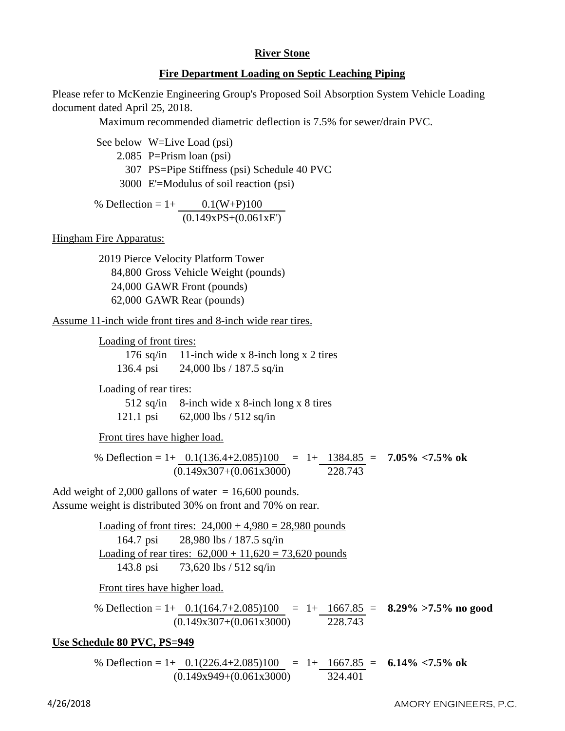# River Stone

## Fire Department Loading on Septic Leaching Piping

Please refer to McKenzie Engineering Group's Proposed Soil Absorption System Vehicle Loading document dated April 25, 2018.

Maximum recommended diametric deflection is 7.5% for sewer/drain PVC.

| | |
|---|---|
| See below | W=Live Load (psi) |
| 2.085 | P=Prism loan (psi) |
| 307 | PS=Pipe Stiffness (psi) Schedule 40 PVC |
| 3000 | E'=Modulus of soil reaction (psi) |

$$\% \text{ Deflection} = 1 + \frac{0.1(W+P)100}{(0.149xPS+(0.061xE')}$$

Hingham Fire Apparatus:

2019 Pierce Velocity Platform Tower

| | |
|---|---|
| 84,800 | Gross Vehicle Weight (pounds) |
| 24,000 | GAWR Front (pounds) |
| 62,000 | GAWR Rear (pounds) |

Assume 11-inch wide front tires and 8-inch wide rear tires.

Loading of front tires:

| | |
|---|---|
| 176 sq/in | 11-inch wide x 8-inch long x 2 tires |
| 136.4 psi | 24,000 lbs / 187.5 sq/in |

Loading of rear tires:

| | |
|---|---|
| 512 sq/in | 8-inch wide x 8-inch long x 8 tires |
| 121.1 psi | 62,000 lbs / 512 sq/in |

Front tires have higher load.

$$\% \text{ Deflection} = 1 + \frac{0.1(136.4+2.085)100}{(0.149x307+(0.061x3000)} = 1 + \frac{1384.85}{228.743} = \mathbf{7.05\% < 7.5\% \text{ ok}}$$

Add weight of 2,000 gallons of water = 16,600 pounds.
Assume weight is distributed 30% on front and 70% on rear.

Loading of front tires: 24,000 + 4,980 = 28,980 pounds

| | |
|---|---|
| 164.7 psi | 28,980 lbs / 187.5 sq/in |

Loading of rear tires: 62,000 + 11,620 = 73,620 pounds

| | |
|---|---|
| 143.8 psi | 73,620 lbs / 512 sq/in |

Front tires have higher load.

$$\% \text{ Deflection} = 1 + \frac{0.1(164.7+2.085)100}{(0.149x307+(0.061x3000)} = 1 + \frac{1667.85}{228.743} = \mathbf{8.29\% > 7.5\% \text{ no good}}$$

**Use Schedule 80 PVC, PS=949**

$$\% \text{ Deflection} = 1 + \frac{0.1(226.4+2.085)100}{(0.149x949+(0.061x3000)} = 1 + \frac{1667.85}{324.401} = \mathbf{6.14\% < 7.5\% \text{ ok}}$$

4/26/2018 AMORY ENGINEERS, P.C.